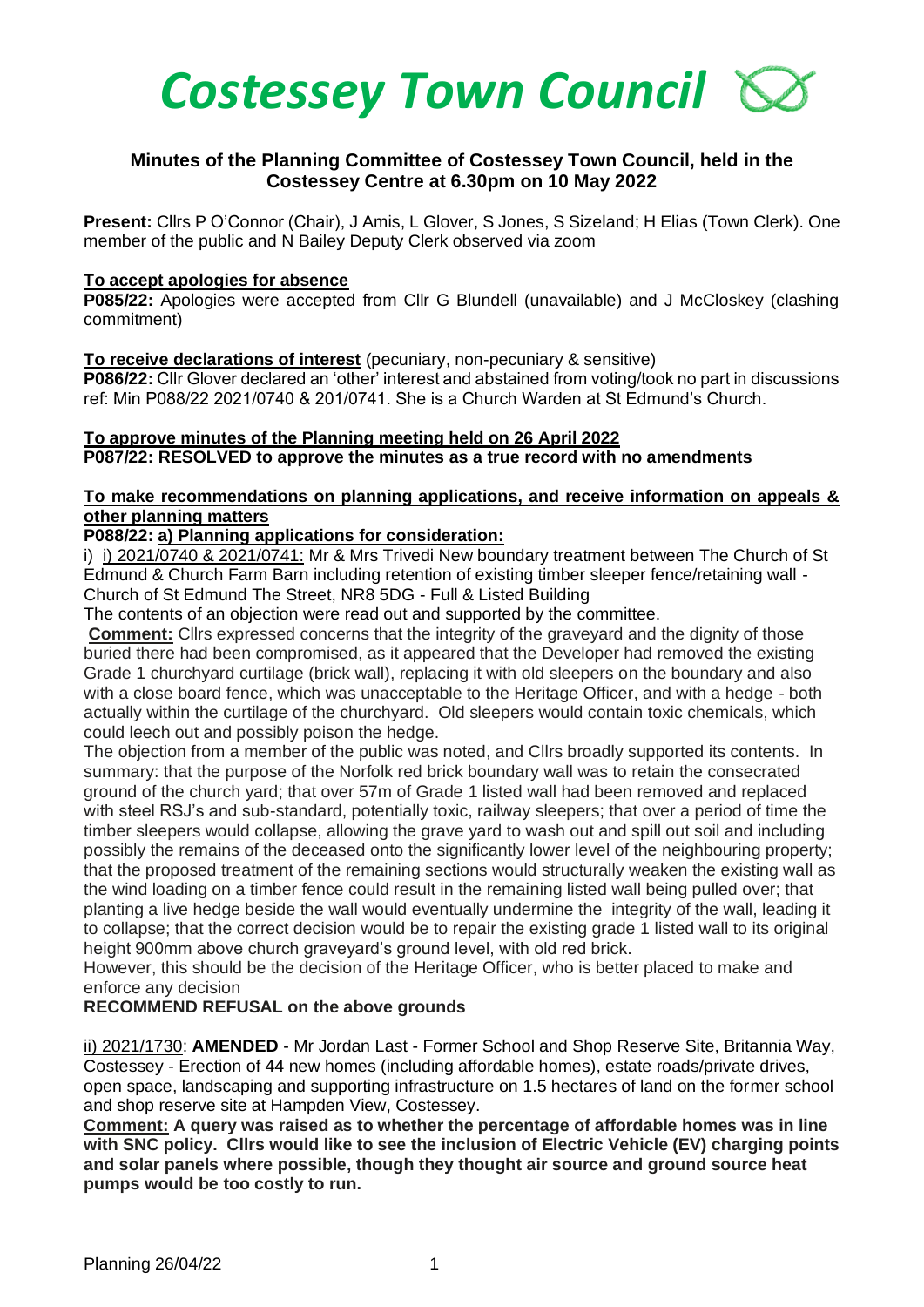# Costessey Town Council

## Minutes of the Planning Committee of Costessey Town Council, held in the Costessey Centre at 6.30pm on 10 May 2022

**Present:** Cllrs P O'Connor (Chair), J Amis, L Glover, S Jones, S Sizeland; H Elias (Town Clerk). One member of the public and N Bailey Deputy Clerk observed via zoom

**To accept apologies for absence**

**P085/22:** Apologies were accepted from Cllr G Blundell (unavailable) and J McCloskey (clashing commitment)

**To receive declarations of interest** (pecuniary, non-pecuniary & sensitive)

**P086/22:** Cllr Glover declared an 'other' interest and abstained from voting/took no part in discussions ref: Min P088/22 2021/0740 & 201/0741. She is a Church Warden at St Edmund's Church.

**To approve minutes of the Planning meeting held on 26 April 2022**

**P087/22: RESOLVED to approve the minutes as a true record with no amendments**

**To make recommendations on planning applications, and receive information on appeals & other planning matters**

**P088/22: a) Planning applications for consideration:**

i) i) 2021/0740 & 2021/0741: Mr & Mrs Trivedi New boundary treatment between The Church of St Edmund & Church Farm Barn including retention of existing timber sleeper fence/retaining wall - Church of St Edmund The Street, NR8 5DG - Full & Listed Building

The contents of an objection were read out and supported by the committee.

**Comment:** Cllrs expressed concerns that the integrity of the graveyard and the dignity of those buried there had been compromised, as it appeared that the Developer had removed the existing Grade 1 churchyard curtilage (brick wall), replacing it with old sleepers on the boundary and also with a close board fence, which was unacceptable to the Heritage Officer, and with a hedge - both actually within the curtilage of the churchyard. Old sleepers would contain toxic chemicals, which could leech out and possibly poison the hedge.

The objection from a member of the public was noted, and Cllrs broadly supported its contents. In summary: that the purpose of the Norfolk red brick boundary wall was to retain the consecrated ground of the church yard; that over 57m of Grade 1 listed wall had been removed and replaced with steel RSJ's and sub-standard, potentially toxic, railway sleepers; that over a period of time the timber sleepers would collapse, allowing the grave yard to wash out and spill out soil and including possibly the remains of the deceased onto the significantly lower level of the neighbouring property; that the proposed treatment of the remaining sections would structurally weaken the existing wall as the wind loading on a timber fence could result in the remaining listed wall being pulled over; that planting a live hedge beside the wall would eventually undermine the integrity of the wall, leading it to collapse; that the correct decision would be to repair the existing grade 1 listed wall to its original height 900mm above church graveyard's ground level, with old red brick.

However, this should be the decision of the Heritage Officer, who is better placed to make and enforce any decision

**RECOMMEND REFUSAL on the above grounds**

ii) 2021/1730: **AMENDED** - Mr Jordan Last - Former School and Shop Reserve Site, Britannia Way, Costessey - Erection of 44 new homes (including affordable homes), estate roads/private drives, open space, landscaping and supporting infrastructure on 1.5 hectares of land on the former school and shop reserve site at Hampden View, Costessey.

**Comment: A query was raised as to whether the percentage of affordable homes was in line with SNC policy. Cllrs would like to see the inclusion of Electric Vehicle (EV) charging points and solar panels where possible, though they thought air source and ground source heat pumps would be too costly to run.**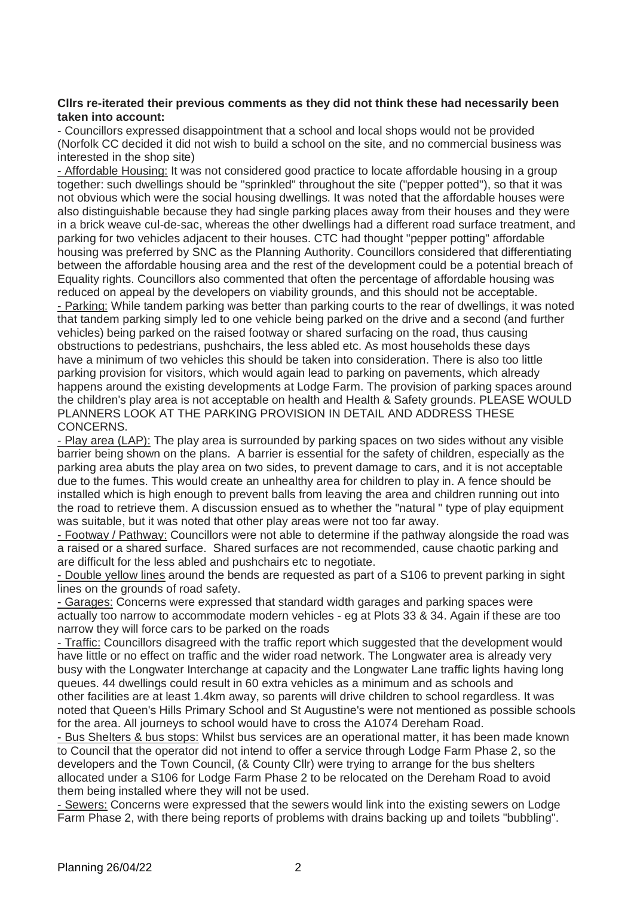**Cllrs re-iterated their previous comments as they did not think these had necessarily been taken into account:**

- Councillors expressed disappointment that a school and local shops would not be provided (Norfolk CC decided it did not wish to build a school on the site, and no commercial business was interested in the shop site)
- <u>Affordable Housing:</u> It was not considered good practice to locate affordable housing in a group together: such dwellings should be "sprinkled" throughout the site ("pepper potted"), so that it was not obvious which were the social housing dwellings. It was noted that the affordable houses were also distinguishable because they had single parking places away from their houses and they were in a brick weave cul-de-sac, whereas the other dwellings had a different road surface treatment, and parking for two vehicles adjacent to their houses. CTC had thought "pepper potting" affordable housing was preferred by SNC as the Planning Authority. Councillors considered that differentiating between the affordable housing area and the rest of the development could be a potential breach of Equality rights. Councillors also commented that often the percentage of affordable housing was reduced on appeal by the developers on viability grounds, and this should not be acceptable.
- <u>Parking:</u> While tandem parking was better than parking courts to the rear of dwellings, it was noted that tandem parking simply led to one vehicle being parked on the drive and a second (and further vehicles) being parked on the raised footway or shared surfacing on the road, thus causing obstructions to pedestrians, pushchairs, the less abled etc. As most households these days have a minimum of two vehicles this should be taken into consideration. There is also too little parking provision for visitors, which would again lead to parking on pavements, which already happens around the existing developments at Lodge Farm. The provision of parking spaces around the children's play area is not acceptable on health and Health & Safety grounds. PLEASE WOULD PLANNERS LOOK AT THE PARKING PROVISION IN DETAIL AND ADDRESS THESE CONCERNS.
- <u>Play area (LAP):</u> The play area is surrounded by parking spaces on two sides without any visible barrier being shown on the plans. A barrier is essential for the safety of children, especially as the parking area abuts the play area on two sides, to prevent damage to cars, and it is not acceptable due to the fumes. This would create an unhealthy area for children to play in. A fence should be installed which is high enough to prevent balls from leaving the area and children running out into the road to retrieve them. A discussion ensued as to whether the "natural " type of play equipment was suitable, but it was noted that other play areas were not too far away.
- <u>Footway / Pathway:</u> Councillors were not able to determine if the pathway alongside the road was a raised or a shared surface. Shared surfaces are not recommended, cause chaotic parking and are difficult for the less abled and pushchairs etc to negotiate.
- <u>Double yellow lines</u> around the bends are requested as part of a S106 to prevent parking in sight lines on the grounds of road safety.
- <u>Garages:</u> Concerns were expressed that standard width garages and parking spaces were actually too narrow to accommodate modern vehicles - eg at Plots 33 & 34. Again if these are too narrow they will force cars to be parked on the roads
- <u>Traffic:</u> Councillors disagreed with the traffic report which suggested that the development would have little or no effect on traffic and the wider road network. The Longwater area is already very busy with the Longwater Interchange at capacity and the Longwater Lane traffic lights having long queues. 44 dwellings could result in 60 extra vehicles as a minimum and as schools and other facilities are at least 1.4km away, so parents will drive children to school regardless. It was noted that Queen's Hills Primary School and St Augustine's were not mentioned as possible schools for the area. All journeys to school would have to cross the A1074 Dereham Road.
- <u>Bus Shelters & bus stops:</u> Whilst bus services are an operational matter, it has been made known to Council that the operator did not intend to offer a service through Lodge Farm Phase 2, so the developers and the Town Council, (& County Cllr) were trying to arrange for the bus shelters allocated under a S106 for Lodge Farm Phase 2 to be relocated on the Dereham Road to avoid them being installed where they will not be used.
- <u>Sewers:</u> Concerns were expressed that the sewers would link into the existing sewers on Lodge Farm Phase 2, with there being reports of problems with drains backing up and toilets "bubbling".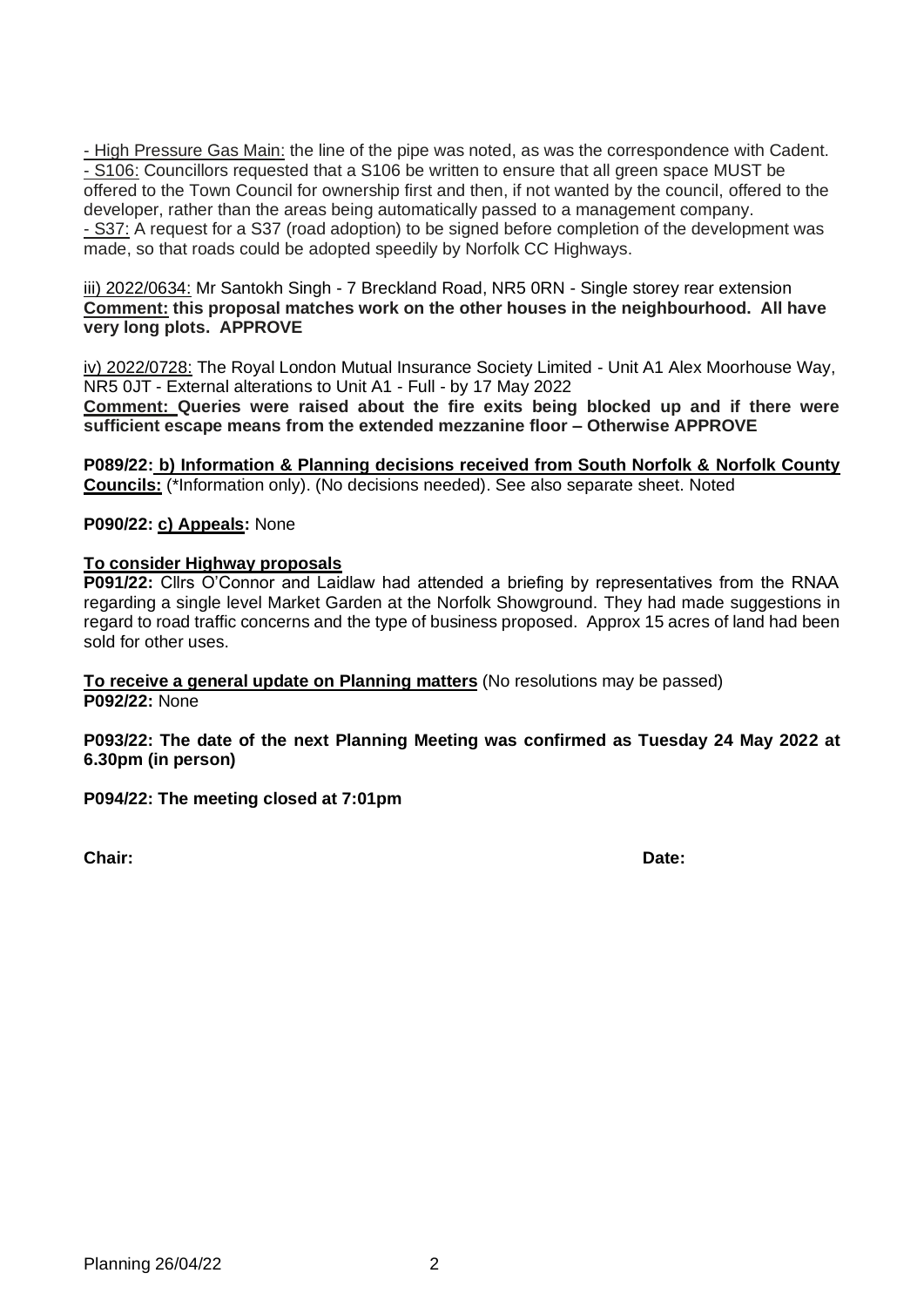- High Pressure Gas Main: the line of the pipe was noted, as was the correspondence with Cadent.
- S106: Councillors requested that a S106 be written to ensure that all green space MUST be offered to the Town Council for ownership first and then, if not wanted by the council, offered to the developer, rather than the areas being automatically passed to a management company.
- S37: A request for a S37 (road adoption) to be signed before completion of the development was made, so that roads could be adopted speedily by Norfolk CC Highways.

iii) 2022/0634: Mr Santokh Singh - 7 Breckland Road, NR5 0RN - Single storey rear extension
**Comment: this proposal matches work on the other houses in the neighbourhood. All have very long plots. APPROVE**

iv) 2022/0728: The Royal London Mutual Insurance Society Limited - Unit A1 Alex Moorhouse Way, NR5 0JT - External alterations to Unit A1 - Full - by 17 May 2022
**Comment: Queries were raised about the fire exits being blocked up and if there were sufficient escape means from the extended mezzanine floor – Otherwise APPROVE**

**P089/22: b) Information & Planning decisions received from South Norfolk & Norfolk County Councils:** (*Information only). (No decisions needed). See also separate sheet. Noted

**P090/22: c) Appeals:** None

**To consider Highway proposals**

**P091/22:** Cllrs O'Connor and Laidlaw had attended a briefing by representatives from the RNAA regarding a single level Market Garden at the Norfolk Showground. They had made suggestions in regard to road traffic concerns and the type of business proposed. Approx 15 acres of land had been sold for other uses.

**To receive a general update on Planning matters** (No resolutions may be passed)
**P092/22:** None

**P093/22: The date of the next Planning Meeting was confirmed as Tuesday 24 May 2022 at 6.30pm (in person)**

**P094/22: The meeting closed at 7:01pm**

**Chair:** **Date:**